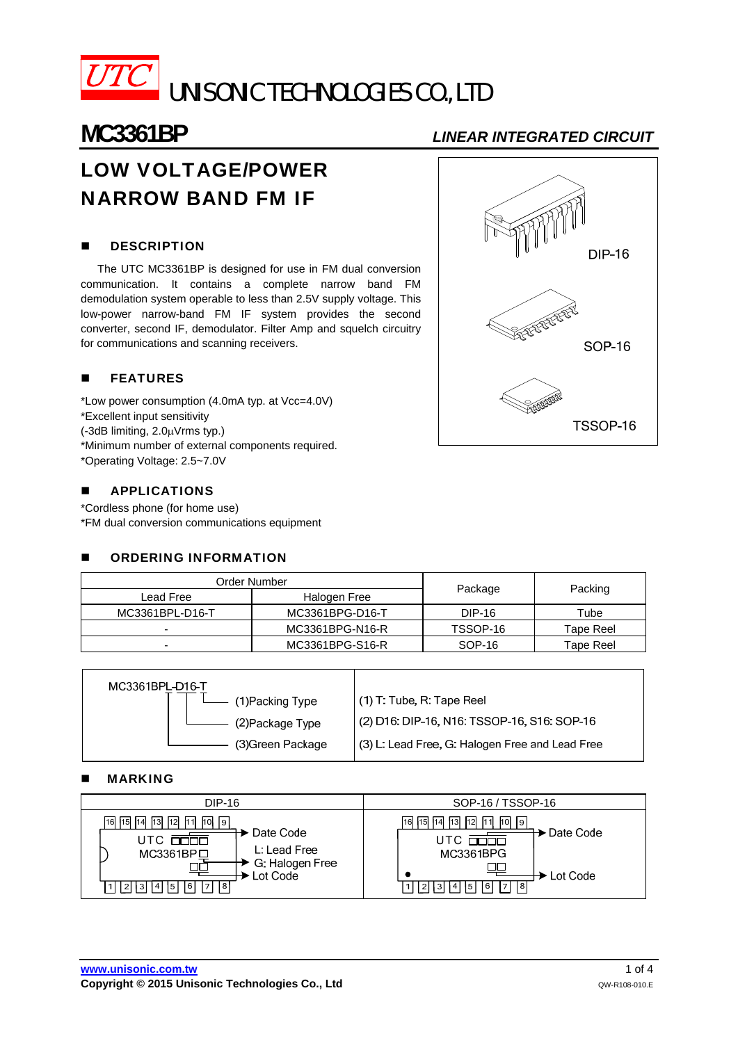UTC UNISONIC TECHNOLOGIES CO., LTD

# MC3361BP

*LINEAR INTEGRATED CIRCUIT*

## LOW VOLTAGE/POWER NARROW BAND FM IF

DIP-16

SOP-16

TSSOP-16

### DESCRIPTION

The UTC MC3361BP is designed for use in FM dual conversion communication. It contains a complete narrow band FM demodulation system operable to less than 2.5V supply voltage. This low-power narrow-band FM IF system provides the second converter, second IF, demodulator. Filter Amp and squelch circuitry for communications and scanning receivers.

### FEATURES

*Low power consumption (4.0mA typ. at Vcc=4.0V)
*Excellent input sensitivity
(-3dB limiting, 2.0μVrms typ.)
*Minimum number of external components required.
*Operating Voltage: 2.5~7.0V

### APPLICATIONS

*Cordless phone (for home use)
*FM dual conversion communications equipment

### ORDERING INFORMATION

| Order Number | | Package | Packing |
|---|---|---|---|
| Lead Free | Halogen Free | | |
| MC3361BPL-D16-T | MC3361BPG-D16-T | DIP-16 | Tube |
| - | MC3361BPG-N16-R | TSSOP-16 | Tape Reel |
| - | MC3361BPG-S16-R | SOP-16 | Tape Reel |

| MC3361BPL-D16-T | |
|---|---|
| (1)Packing Type | (1) T: Tube, R: Tape Reel |
| (2)Package Type | (2) D16: DIP-16, N16: TSSOP-16, S16: SOP-16 |
| (3)Green Package | (3) L: Lead Free, G: Halogen Free and Lead Free |

### MARKING

| DIP-16 | SOP-16 / TSSOP-16 |
|---|---|
| Pins 16–9 (top), 1–8 (bottom); UTC □□□□ → Date Code; MC3361BP□ → L: Lead Free, G: Halogen Free; □□ → Lot Code | Pins 16–9 (top), 1–8 (bottom); UTC □□□□ → Date Code; MC3361BPG; □□ → Lot Code |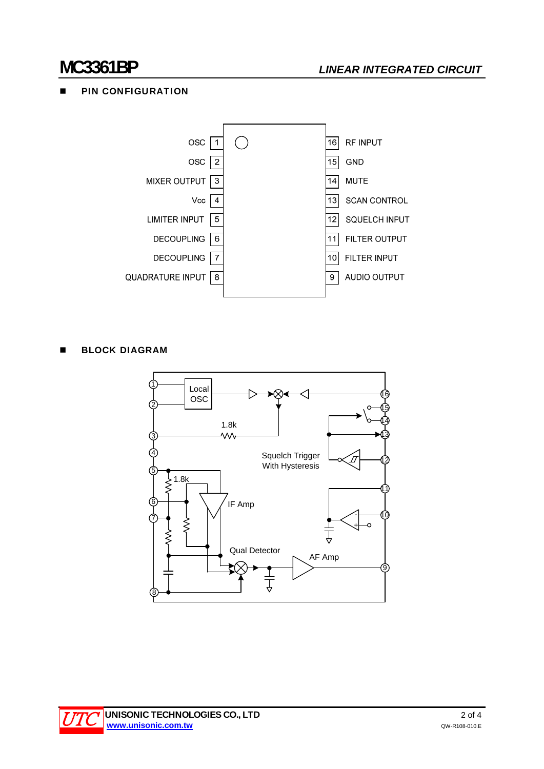## PIN CONFIGURATION

| Pin | Function | Pin | Function |
|---|---|---|---|
| 1 | OSC | 16 | RF INPUT |
| 2 | OSC | 15 | GND |
| 3 | MIXER OUTPUT | 14 | MUTE |
| 4 | Vcc | 13 | SCAN CONTROL |
| 5 | LIMITER INPUT | 12 | SQUELCH INPUT |
| 6 | DECOUPLING | 11 | FILTER OUTPUT |
| 7 | DECOUPLING | 10 | FILTER INPUT |
| 8 | QUADRATURE INPUT | 9 | AUDIO OUTPUT |

## BLOCK DIAGRAM

Local OSC

1.8k

Squelch Trigger With Hysteresis

1.8k

IF Amp

Qual Detector

AF Amp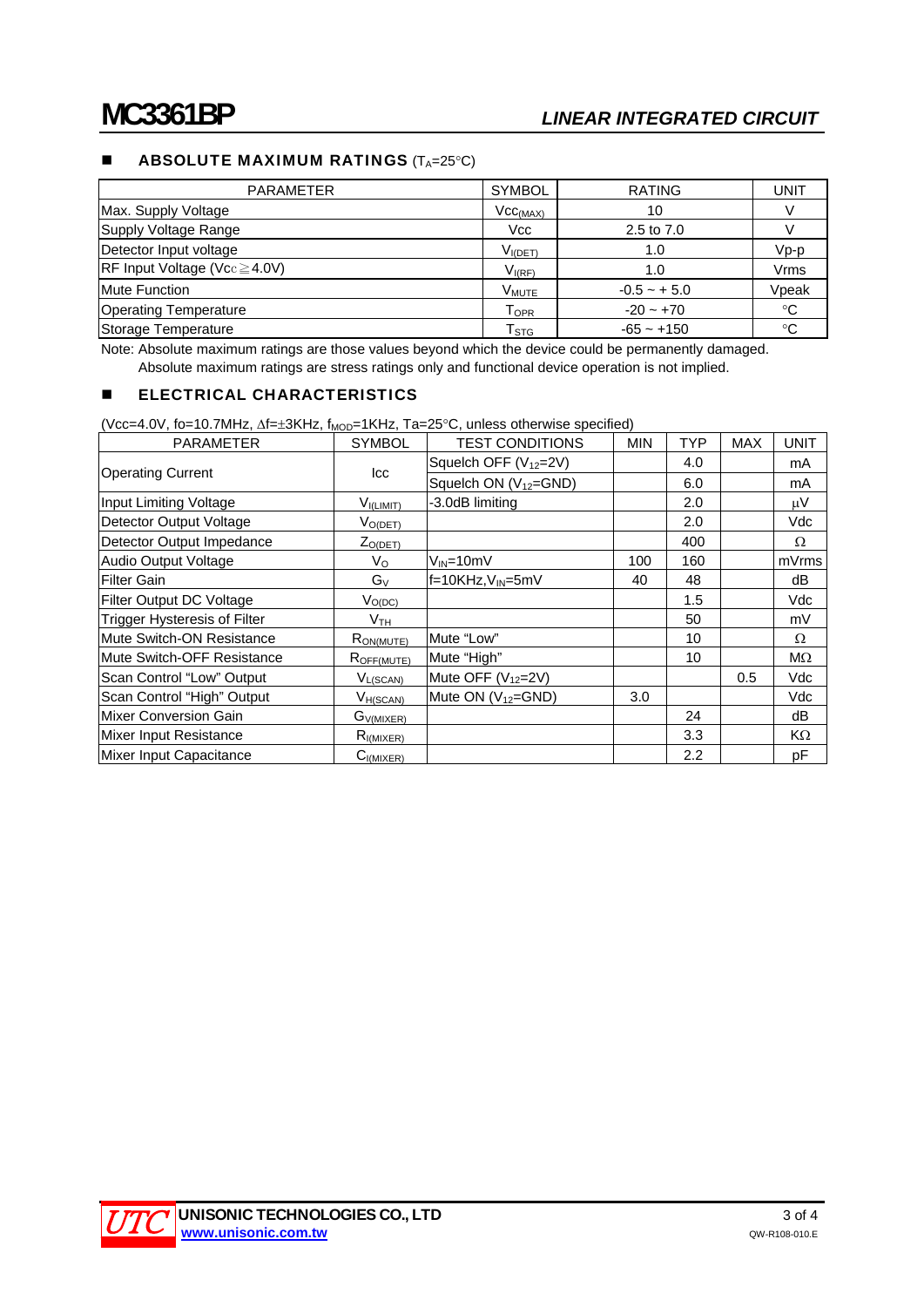## ABSOLUTE MAXIMUM RATINGS ($T_A$=25°C)

| PARAMETER | SYMBOL | RATING | UNIT |
|---|---|---|---|
| Max. Supply Voltage | $Vcc_{(MAX)}$ | 10 | V |
| Supply Voltage Range | Vcc | 2.5 to 7.0 | V |
| Detector Input voltage | $V_{I(DET)}$ | 1.0 | Vp-p |
| RF Input Voltage (Vcc≧4.0V) | $V_{I(RF)}$ | 1.0 | Vrms |
| Mute Function | $V_{MUTE}$ | -0.5 ~ + 5.0 | Vpeak |
| Operating Temperature | $T_{OPR}$ | -20 ~ +70 | °C |
| Storage Temperature | $T_{STG}$ | -65 ~ +150 | °C |

Note: Absolute maximum ratings are those values beyond which the device could be permanently damaged. Absolute maximum ratings are stress ratings only and functional device operation is not implied.

## ELECTRICAL CHARACTERISTICS

(Vcc=4.0V, fo=10.7MHz, Δf=±3KHz, $f_{MOD}$=1KHz, Ta=25°C, unless otherwise specified)

| PARAMETER | SYMBOL | TEST CONDITIONS | MIN | TYP | MAX | UNIT |
|---|---|---|---|---|---|---|
| Operating Current | Icc | Squelch OFF ($V_{12}$=2V) | | 4.0 | | mA |
| | | Squelch ON ($V_{12}$=GND) | | 6.0 | | mA |
| Input Limiting Voltage | $V_{I(LIMIT)}$ | -3.0dB limiting | | 2.0 | | μV |
| Detector Output Voltage | $V_{O(DET)}$ | | | 2.0 | | Vdc |
| Detector Output Impedance | $Z_{O(DET)}$ | | | 400 | | Ω |
| Audio Output Voltage | $V_O$ | $V_{IN}$=10mV | 100 | 160 | | mVrms |
| Filter Gain | $G_V$ | f=10KHz,$V_{IN}$=5mV | 40 | 48 | | dB |
| Filter Output DC Voltage | $V_{O(DC)}$ | | | 1.5 | | Vdc |
| Trigger Hysteresis of Filter | $V_{TH}$ | | | 50 | | mV |
| Mute Switch-ON Resistance | $R_{ON(MUTE)}$ | Mute "Low" | | 10 | | Ω |
| Mute Switch-OFF Resistance | $R_{OFF(MUTE)}$ | Mute "High" | | 10 | | MΩ |
| Scan Control "Low" Output | $V_{L(SCAN)}$ | Mute OFF ($V_{12}$=2V) | | | 0.5 | Vdc |
| Scan Control "High" Output | $V_{H(SCAN)}$ | Mute ON ($V_{12}$=GND) | 3.0 | | | Vdc |
| Mixer Conversion Gain | $G_{V(MIXER)}$ | | | 24 | | dB |
| Mixer Input Resistance | $R_{I(MIXER)}$ | | | 3.3 | | KΩ |
| Mixer Input Capacitance | $C_{I(MIXER)}$ | | | 2.2 | | pF |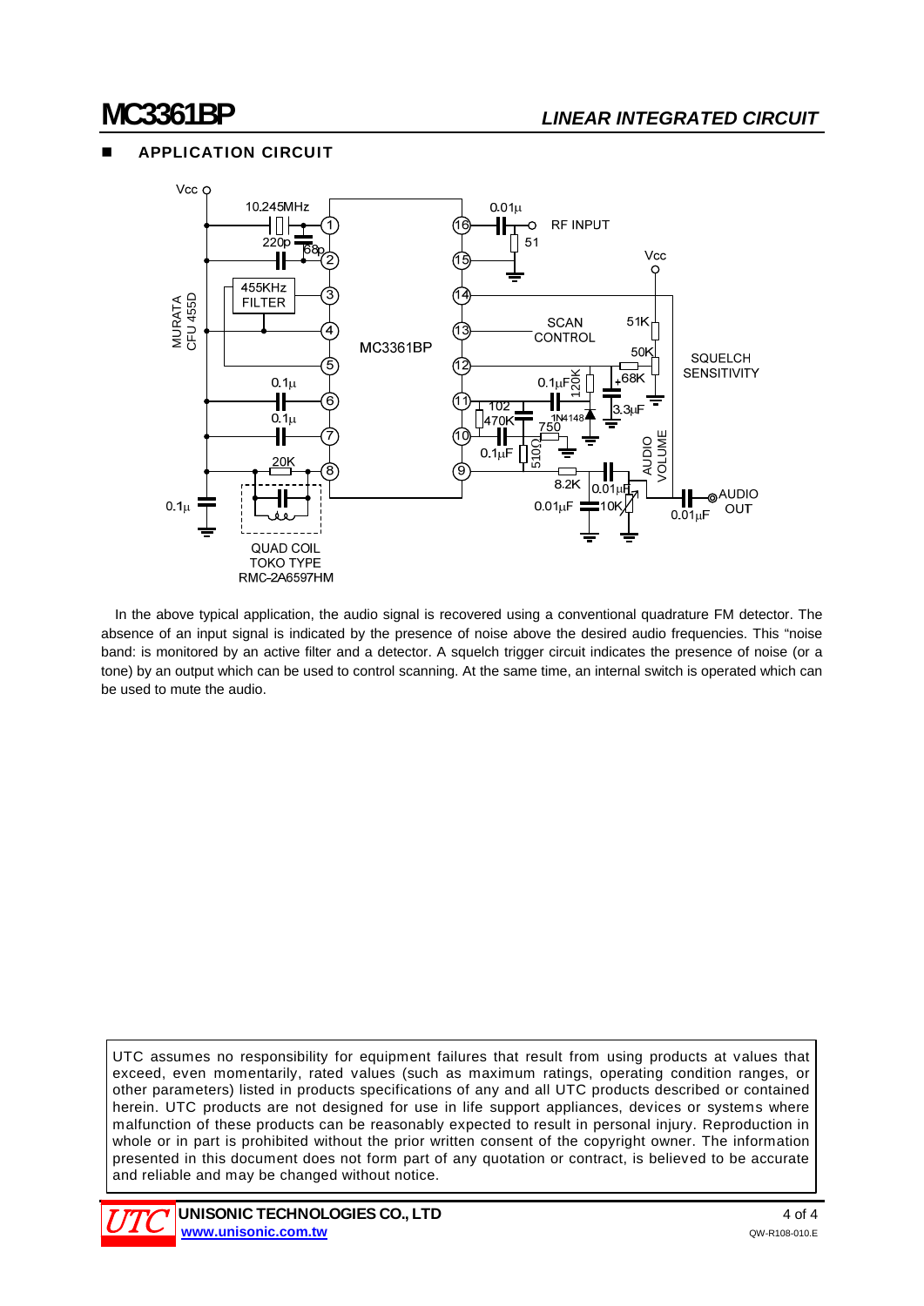## APPLICATION CIRCUIT

Vcc
10.245MHz
220p
68p
455KHz FILTER
MURATA CFU 455D
MC3361BP
0.1μ
0.1μ
20K
0.1μ
QUAD COIL
TOKO TYPE
RMC-2A6597HM
0.01μ
RF INPUT
51
Vcc
SCAN CONTROL
51K
50K
SQUELCH SENSITIVITY
0.1μF
120K
68K
102
470K
1N4148
3.3μF
750
0.1μF
510Ω
AUDIO VOLUME
8.2K
0.01μF
0.01μF
10K
0.01μF
AUDIO OUT

In the above typical application, the audio signal is recovered using a conventional quadrature FM detector. The absence of an input signal is indicated by the presence of noise above the desired audio frequencies. This "noise band: is monitored by an active filter and a detector. A squelch trigger circuit indicates the presence of noise (or a tone) by an output which can be used to control scanning. At the same time, an internal switch is operated which can be used to mute the audio.

UTC assumes no responsibility for equipment failures that result from using products at values that exceed, even momentarily, rated values (such as maximum ratings, operating condition ranges, or other parameters) listed in products specifications of any and all UTC products described or contained herein. UTC products are not designed for use in life support appliances, devices or systems where malfunction of these products can be reasonably expected to result in personal injury. Reproduction in whole or in part is prohibited without the prior written consent of the copyright owner. The information presented in this document does not form part of any quotation or contract, is believed to be accurate and reliable and may be changed without notice.